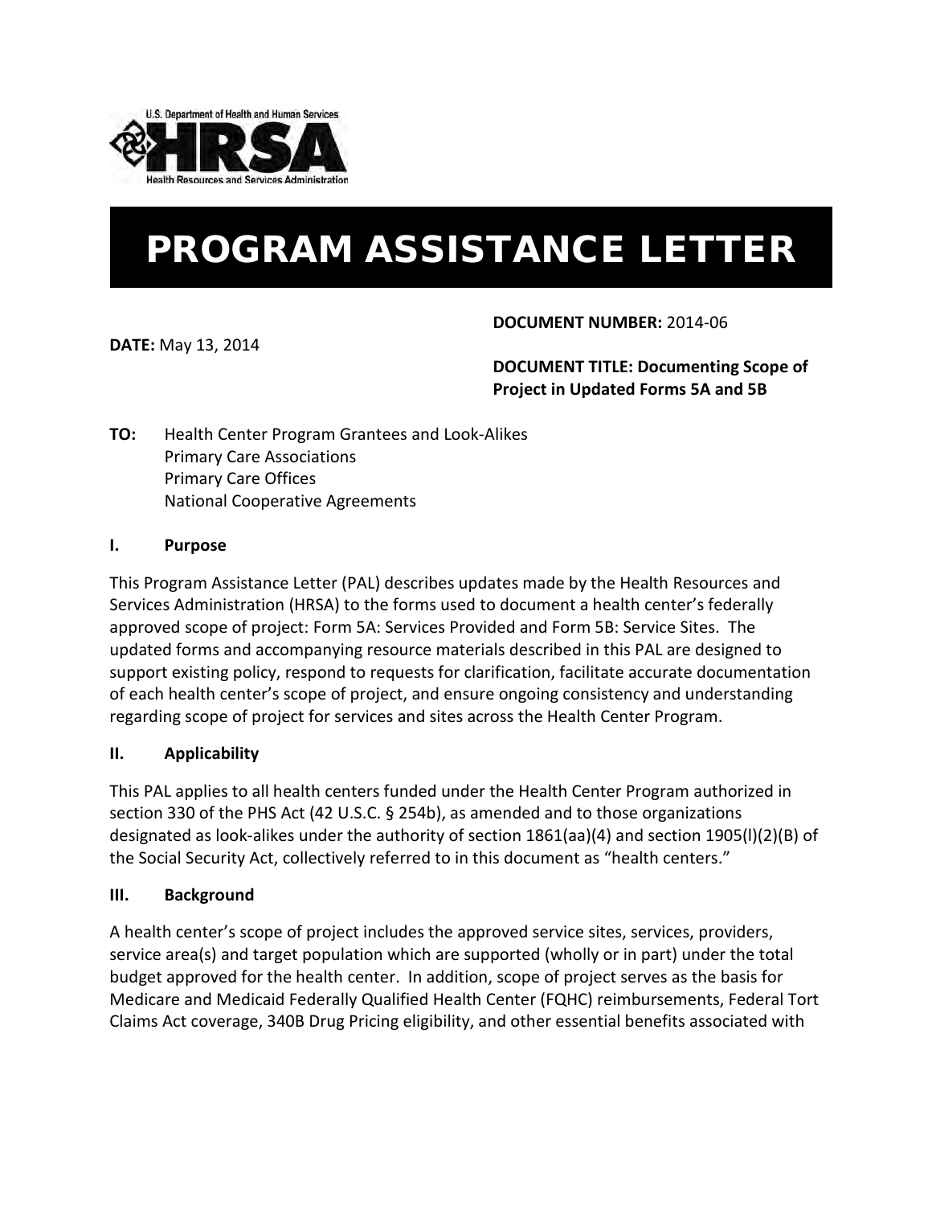U.S. Department of Health and Human Services
HRSA
Health Resources and Services Administration

# PROGRAM ASSISTANCE LETTER

**DATE:** May 13, 2014

**DOCUMENT NUMBER:** 2014-06

**DOCUMENT TITLE: Documenting Scope of Project in Updated Forms 5A and 5B**

**TO:** Health Center Program Grantees and Look-Alikes
Primary Care Associations
Primary Care Offices
National Cooperative Agreements

## I. Purpose

This Program Assistance Letter (PAL) describes updates made by the Health Resources and Services Administration (HRSA) to the forms used to document a health center's federally approved scope of project: Form 5A: Services Provided and Form 5B: Service Sites. The updated forms and accompanying resource materials described in this PAL are designed to support existing policy, respond to requests for clarification, facilitate accurate documentation of each health center's scope of project, and ensure ongoing consistency and understanding regarding scope of project for services and sites across the Health Center Program.

## II. Applicability

This PAL applies to all health centers funded under the Health Center Program authorized in section 330 of the PHS Act (42 U.S.C. § 254b), as amended and to those organizations designated as look-alikes under the authority of section 1861(aa)(4) and section 1905(l)(2)(B) of the Social Security Act, collectively referred to in this document as "health centers."

## III. Background

A health center's scope of project includes the approved service sites, services, providers, service area(s) and target population which are supported (wholly or in part) under the total budget approved for the health center. In addition, scope of project serves as the basis for Medicare and Medicaid Federally Qualified Health Center (FQHC) reimbursements, Federal Tort Claims Act coverage, 340B Drug Pricing eligibility, and other essential benefits associated with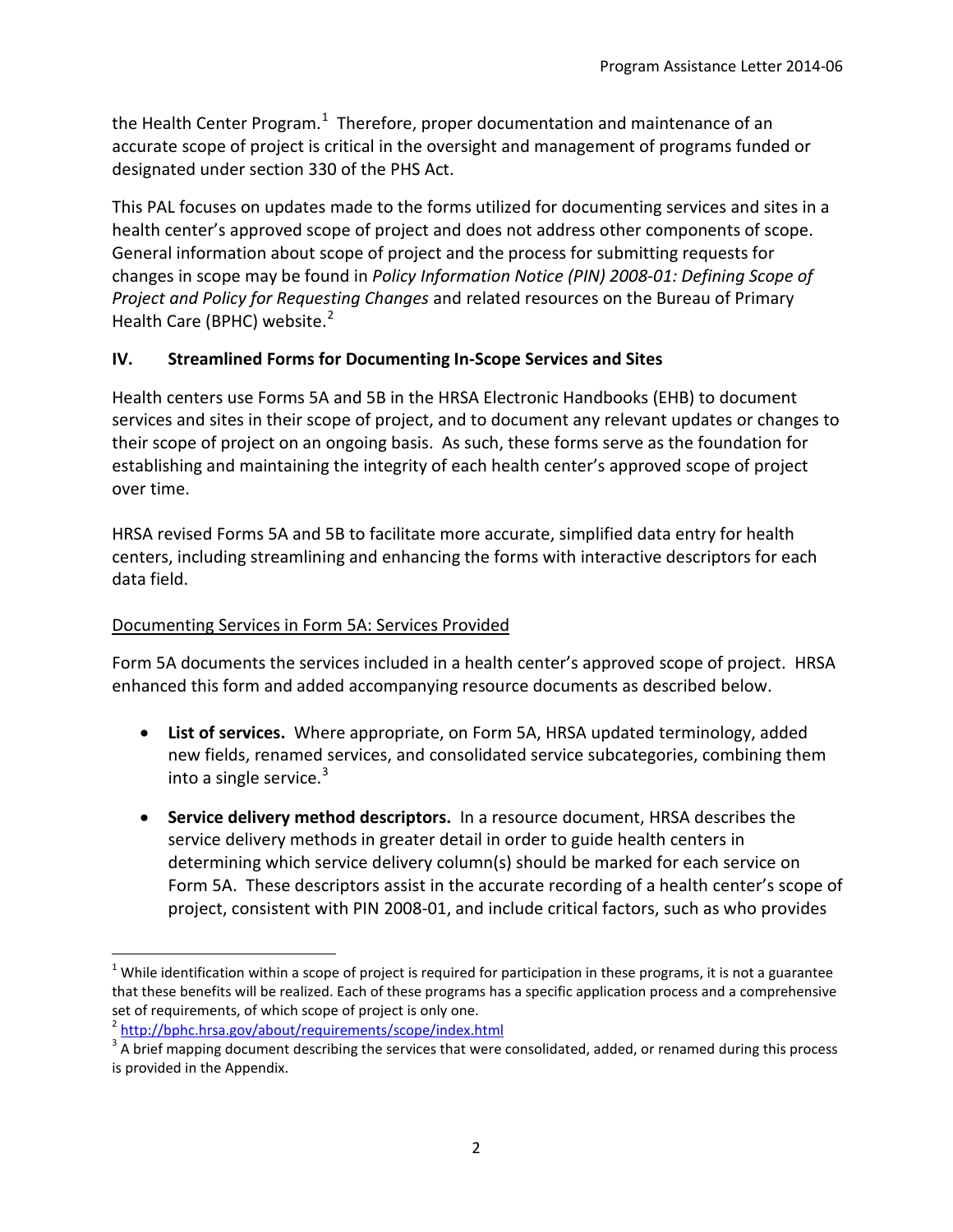the Health Center Program.[1] Therefore, proper documentation and maintenance of an accurate scope of project is critical in the oversight and management of programs funded or designated under section 330 of the PHS Act.

This PAL focuses on updates made to the forms utilized for documenting services and sites in a health center's approved scope of project and does not address other components of scope. General information about scope of project and the process for submitting requests for changes in scope may be found in *Policy Information Notice (PIN) 2008-01: Defining Scope of Project and Policy for Requesting Changes* and related resources on the Bureau of Primary Health Care (BPHC) website.[2]

## IV. Streamlined Forms for Documenting In-Scope Services and Sites

Health centers use Forms 5A and 5B in the HRSA Electronic Handbooks (EHB) to document services and sites in their scope of project, and to document any relevant updates or changes to their scope of project on an ongoing basis. As such, these forms serve as the foundation for establishing and maintaining the integrity of each health center's approved scope of project over time.

HRSA revised Forms 5A and 5B to facilitate more accurate, simplified data entry for health centers, including streamlining and enhancing the forms with interactive descriptors for each data field.

<u>Documenting Services in Form 5A: Services Provided</u>

Form 5A documents the services included in a health center's approved scope of project. HRSA enhanced this form and added accompanying resource documents as described below.

- **List of services.** Where appropriate, on Form 5A, HRSA updated terminology, added new fields, renamed services, and consolidated service subcategories, combining them into a single service.[3]

- **Service delivery method descriptors.** In a resource document, HRSA describes the service delivery methods in greater detail in order to guide health centers in determining which service delivery column(s) should be marked for each service on Form 5A. These descriptors assist in the accurate recording of a health center's scope of project, consistent with PIN 2008-01, and include critical factors, such as who provides

---

[1] While identification within a scope of project is required for participation in these programs, it is not a guarantee that these benefits will be realized. Each of these programs has a specific application process and a comprehensive set of requirements, of which scope of project is only one.

[2] http://bphc.hrsa.gov/about/requirements/scope/index.html

[3] A brief mapping document describing the services that were consolidated, added, or renamed during this process is provided in the Appendix.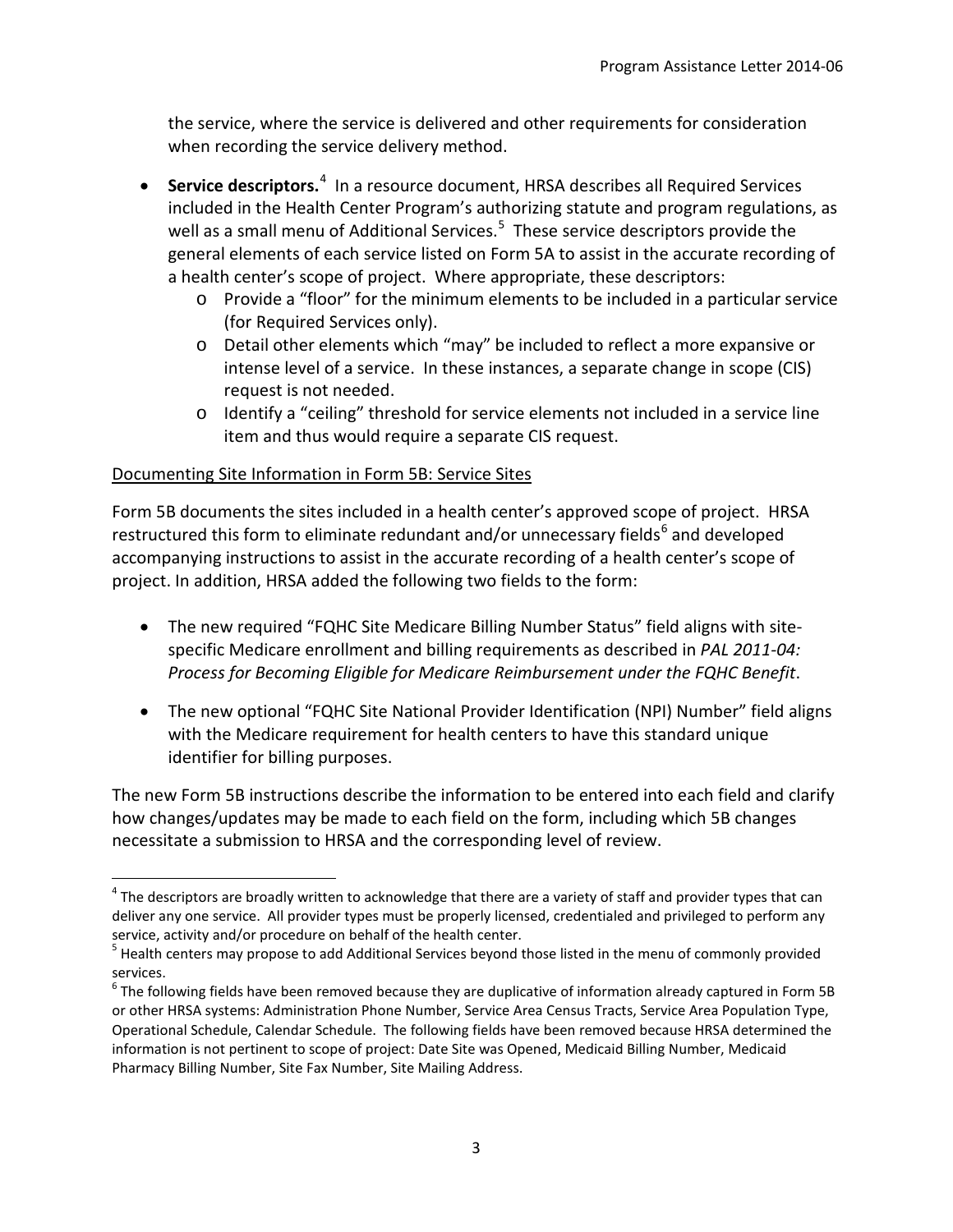the service, where the service is delivered and other requirements for consideration when recording the service delivery method.

- **Service descriptors.**[4] In a resource document, HRSA describes all Required Services included in the Health Center Program's authorizing statute and program regulations, as well as a small menu of Additional Services.[5] These service descriptors provide the general elements of each service listed on Form 5A to assist in the accurate recording of a health center's scope of project. Where appropriate, these descriptors:
  - Provide a "floor" for the minimum elements to be included in a particular service (for Required Services only).
  - Detail other elements which "may" be included to reflect a more expansive or intense level of a service. In these instances, a separate change in scope (CIS) request is not needed.
  - Identify a "ceiling" threshold for service elements not included in a service line item and thus would require a separate CIS request.

Documenting Site Information in Form 5B: Service Sites

Form 5B documents the sites included in a health center's approved scope of project. HRSA restructured this form to eliminate redundant and/or unnecessary fields[6] and developed accompanying instructions to assist in the accurate recording of a health center's scope of project. In addition, HRSA added the following two fields to the form:

- The new required "FQHC Site Medicare Billing Number Status" field aligns with site-specific Medicare enrollment and billing requirements as described in *PAL 2011-04: Process for Becoming Eligible for Medicare Reimbursement under the FQHC Benefit*.

- The new optional "FQHC Site National Provider Identification (NPI) Number" field aligns with the Medicare requirement for health centers to have this standard unique identifier for billing purposes.

The new Form 5B instructions describe the information to be entered into each field and clarify how changes/updates may be made to each field on the form, including which 5B changes necessitate a submission to HRSA and the corresponding level of review.

---

[4] The descriptors are broadly written to acknowledge that there are a variety of staff and provider types that can deliver any one service. All provider types must be properly licensed, credentialed and privileged to perform any service, activity and/or procedure on behalf of the health center.

[5] Health centers may propose to add Additional Services beyond those listed in the menu of commonly provided services.

[6] The following fields have been removed because they are duplicative of information already captured in Form 5B or other HRSA systems: Administration Phone Number, Service Area Census Tracts, Service Area Population Type, Operational Schedule, Calendar Schedule. The following fields have been removed because HRSA determined the information is not pertinent to scope of project: Date Site was Opened, Medicaid Billing Number, Medicaid Pharmacy Billing Number, Site Fax Number, Site Mailing Address.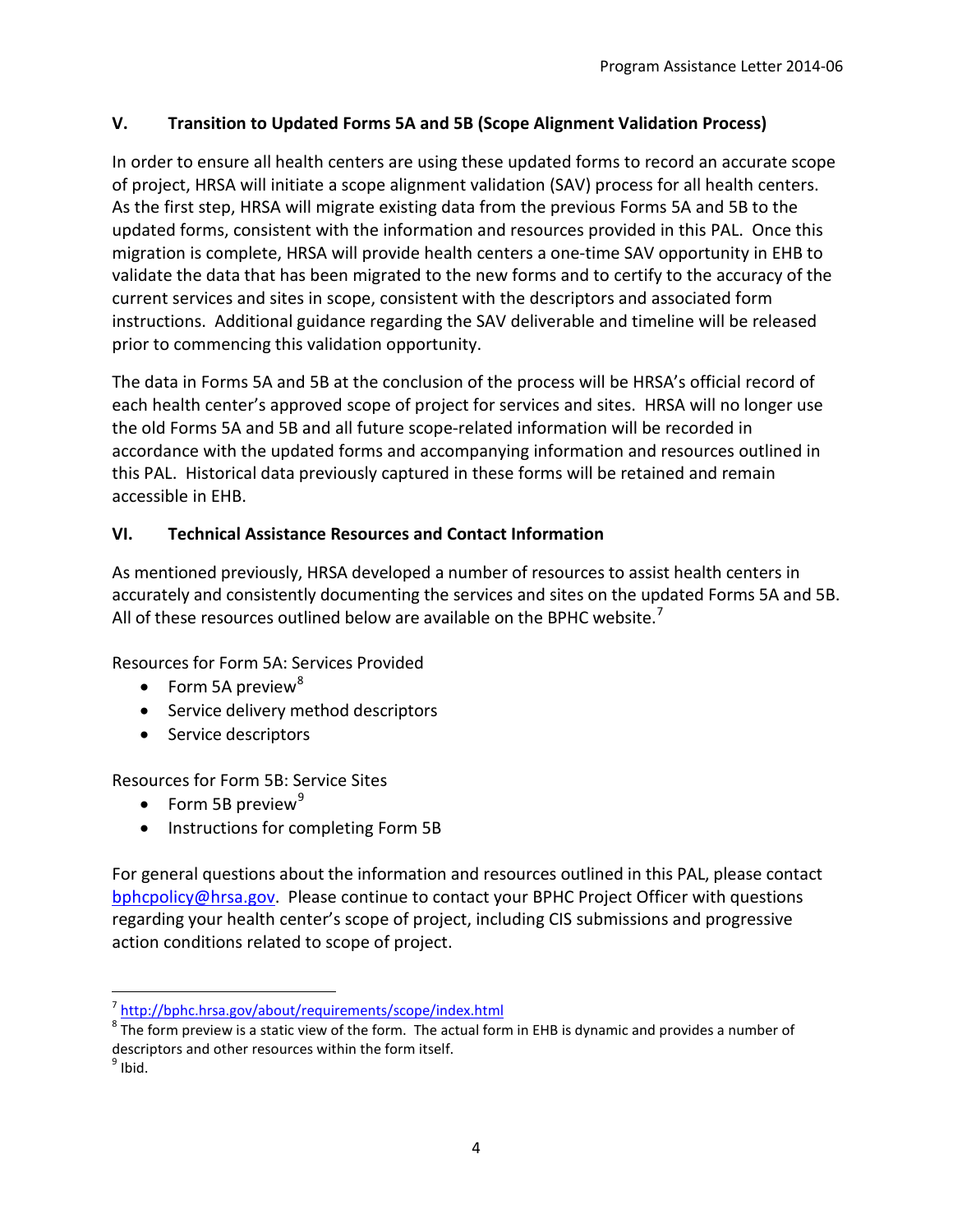## V. Transition to Updated Forms 5A and 5B (Scope Alignment Validation Process)

In order to ensure all health centers are using these updated forms to record an accurate scope of project, HRSA will initiate a scope alignment validation (SAV) process for all health centers. As the first step, HRSA will migrate existing data from the previous Forms 5A and 5B to the updated forms, consistent with the information and resources provided in this PAL. Once this migration is complete, HRSA will provide health centers a one-time SAV opportunity in EHB to validate the data that has been migrated to the new forms and to certify to the accuracy of the current services and sites in scope, consistent with the descriptors and associated form instructions. Additional guidance regarding the SAV deliverable and timeline will be released prior to commencing this validation opportunity.

The data in Forms 5A and 5B at the conclusion of the process will be HRSA's official record of each health center's approved scope of project for services and sites. HRSA will no longer use the old Forms 5A and 5B and all future scope-related information will be recorded in accordance with the updated forms and accompanying information and resources outlined in this PAL. Historical data previously captured in these forms will be retained and remain accessible in EHB.

## VI. Technical Assistance Resources and Contact Information

As mentioned previously, HRSA developed a number of resources to assist health centers in accurately and consistently documenting the services and sites on the updated Forms 5A and 5B. All of these resources outlined below are available on the BPHC website.[7]

Resources for Form 5A: Services Provided

- Form 5A preview[8]
- Service delivery method descriptors
- Service descriptors

Resources for Form 5B: Service Sites

- Form 5B preview[9]
- Instructions for completing Form 5B

For general questions about the information and resources outlined in this PAL, please contact bphcpolicy@hrsa.gov. Please continue to contact your BPHC Project Officer with questions regarding your health center's scope of project, including CIS submissions and progressive action conditions related to scope of project.

---

[7] http://bphc.hrsa.gov/about/requirements/scope/index.html

[8] The form preview is a static view of the form. The actual form in EHB is dynamic and provides a number of descriptors and other resources within the form itself.

[9] Ibid.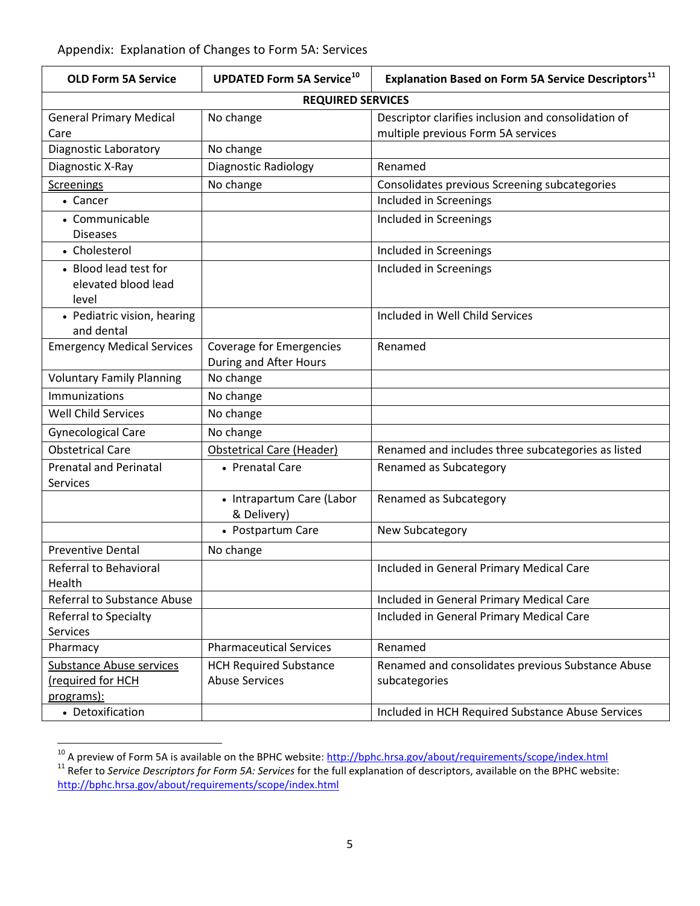Appendix: Explanation of Changes to Form 5A: Services

| OLD Form 5A Service | UPDATED Form 5A Service[10] | Explanation Based on Form 5A Service Descriptors[11] |
|---|---|---|
| **REQUIRED SERVICES** | | |
| General Primary Medical Care | No change | Descriptor clarifies inclusion and consolidation of multiple previous Form 5A services |
| Diagnostic Laboratory | No change | |
| Diagnostic X-Ray | Diagnostic Radiology | Renamed |
| Screenings | No change | Consolidates previous Screening subcategories |
| • Cancer | | Included in Screenings |
| • Communicable Diseases | | Included in Screenings |
| • Cholesterol | | Included in Screenings |
| • Blood lead test for elevated blood lead level | | Included in Screenings |
| • Pediatric vision, hearing and dental | | Included in Well Child Services |
| Emergency Medical Services | Coverage for Emergencies During and After Hours | Renamed |
| Voluntary Family Planning | No change | |
| Immunizations | No change | |
| Well Child Services | No change | |
| Gynecological Care | No change | |
| Obstetrical Care | Obstetrical Care (Header) | Renamed and includes three subcategories as listed |
| Prenatal and Perinatal Services | • Prenatal Care | Renamed as Subcategory |
| | • Intrapartum Care (Labor & Delivery) | Renamed as Subcategory |
| | • Postpartum Care | New Subcategory |
| Preventive Dental | No change | |
| Referral to Behavioral Health | | Included in General Primary Medical Care |
| Referral to Substance Abuse | | Included in General Primary Medical Care |
| Referral to Specialty Services | | Included in General Primary Medical Care |
| Pharmacy | Pharmaceutical Services | Renamed |
| Substance Abuse services (required for HCH programs): | HCH Required Substance Abuse Services | Renamed and consolidates previous Substance Abuse subcategories |
| • Detoxification | | Included in HCH Required Substance Abuse Services |

[10] A preview of Form 5A is available on the BPHC website: http://bphc.hrsa.gov/about/requirements/scope/index.html

[11] Refer to *Service Descriptors for Form 5A: Services* for the full explanation of descriptors, available on the BPHC website: http://bphc.hrsa.gov/about/requirements/scope/index.html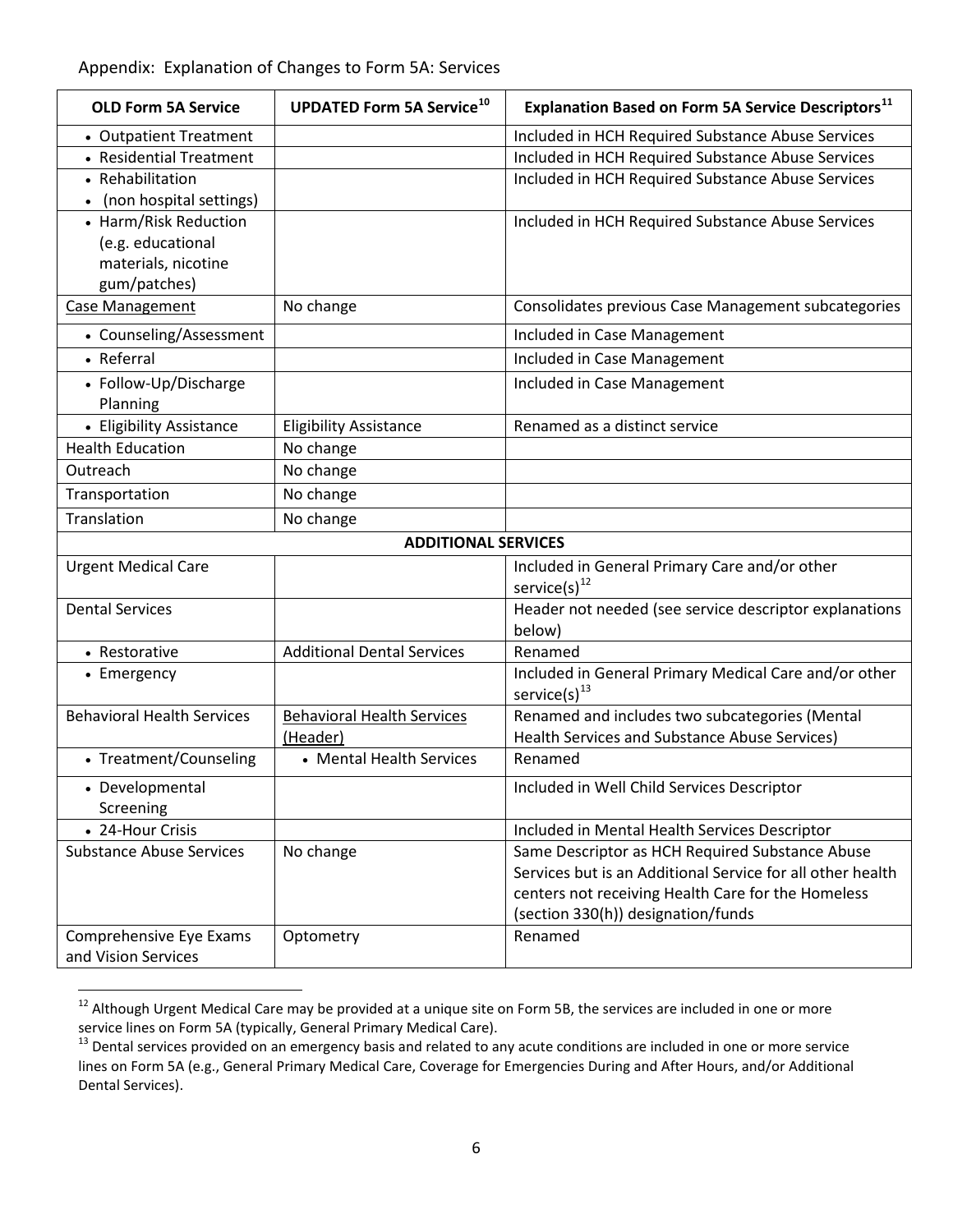Appendix: Explanation of Changes to Form 5A: Services

| OLD Form 5A Service | UPDATED Form 5A Service[10] | Explanation Based on Form 5A Service Descriptors[11] |
|---|---|---|
| • Outpatient Treatment | | Included in HCH Required Substance Abuse Services |
| • Residential Treatment | | Included in HCH Required Substance Abuse Services |
| • Rehabilitation<br>• (non hospital settings) | | Included in HCH Required Substance Abuse Services |
| • Harm/Risk Reduction (e.g. educational materials, nicotine gum/patches) | | Included in HCH Required Substance Abuse Services |
| Case Management | No change | Consolidates previous Case Management subcategories |
| • Counseling/Assessment | | Included in Case Management |
| • Referral | | Included in Case Management |
| • Follow-Up/Discharge Planning | | Included in Case Management |
| • Eligibility Assistance | Eligibility Assistance | Renamed as a distinct service |
| Health Education | No change | |
| Outreach | No change | |
| Transportation | No change | |
| Translation | No change | |
| **ADDITIONAL SERVICES** | | |
| Urgent Medical Care | | Included in General Primary Care and/or other service(s)[12] |
| Dental Services | | Header not needed (see service descriptor explanations below) |
| • Restorative | Additional Dental Services | Renamed |
| • Emergency | | Included in General Primary Medical Care and/or other service(s)[13] |
| Behavioral Health Services | Behavioral Health Services (Header) | Renamed and includes two subcategories (Mental Health Services and Substance Abuse Services) |
| • Treatment/Counseling | • Mental Health Services | Renamed |
| • Developmental Screening | | Included in Well Child Services Descriptor |
| • 24-Hour Crisis | | Included in Mental Health Services Descriptor |
| Substance Abuse Services | No change | Same Descriptor as HCH Required Substance Abuse Services but is an Additional Service for all other health centers not receiving Health Care for the Homeless (section 330(h)) designation/funds |
| Comprehensive Eye Exams and Vision Services | Optometry | Renamed |

[12] Although Urgent Medical Care may be provided at a unique site on Form 5B, the services are included in one or more service lines on Form 5A (typically, General Primary Medical Care).

[13] Dental services provided on an emergency basis and related to any acute conditions are included in one or more service lines on Form 5A (e.g., General Primary Medical Care, Coverage for Emergencies During and After Hours, and/or Additional Dental Services).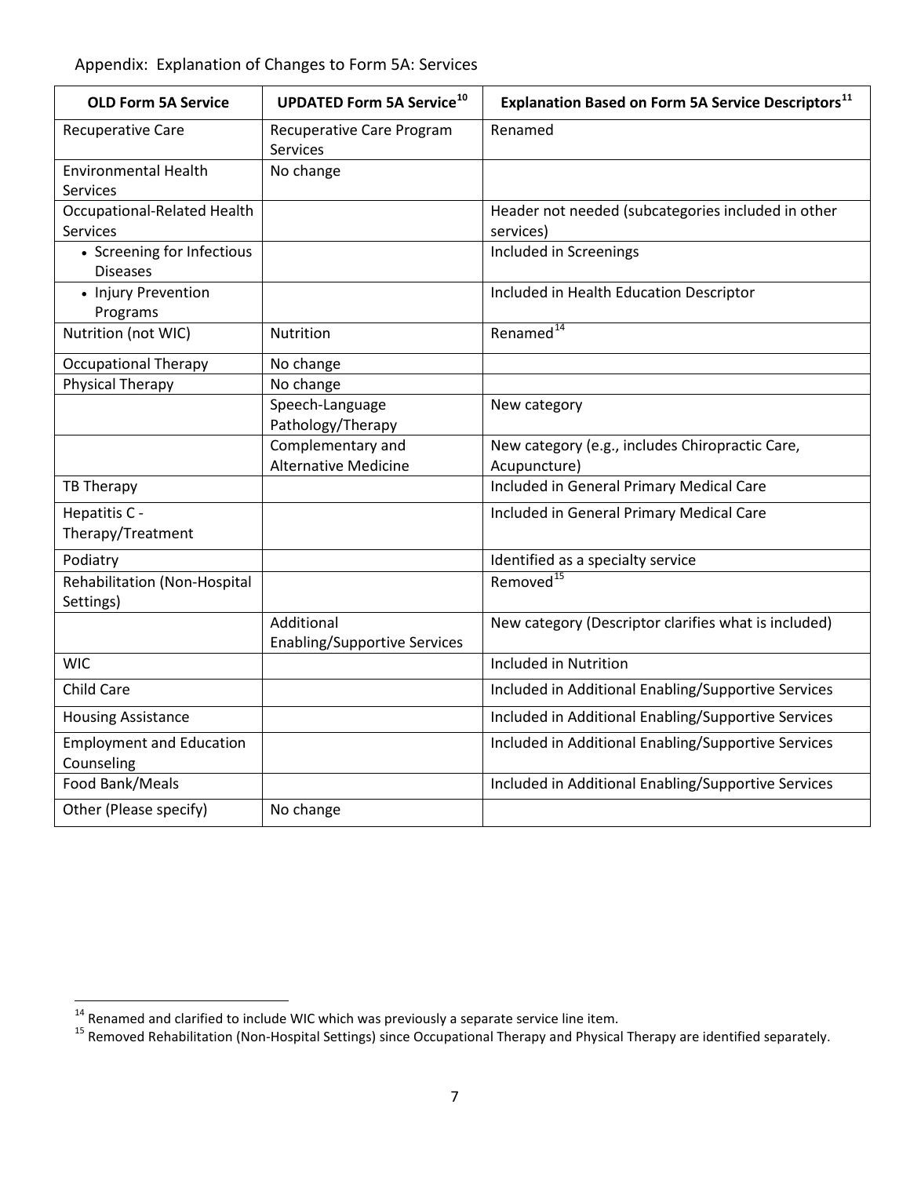Appendix: Explanation of Changes to Form 5A: Services

| OLD Form 5A Service | UPDATED Form 5A Service[10] | Explanation Based on Form 5A Service Descriptors[11] |
|---|---|---|
| Recuperative Care | Recuperative Care Program Services | Renamed |
| Environmental Health Services | No change | |
| Occupational-Related Health Services | | Header not needed (subcategories included in other services) |
| • Screening for Infectious Diseases | | Included in Screenings |
| • Injury Prevention Programs | | Included in Health Education Descriptor |
| Nutrition (not WIC) | Nutrition | Renamed[14] |
| Occupational Therapy | No change | |
| Physical Therapy | No change | |
| | Speech-Language Pathology/Therapy | New category |
| | Complementary and Alternative Medicine | New category (e.g., includes Chiropractic Care, Acupuncture) |
| TB Therapy | | Included in General Primary Medical Care |
| Hepatitis C - Therapy/Treatment | | Included in General Primary Medical Care |
| Podiatry | | Identified as a specialty service |
| Rehabilitation (Non-Hospital Settings) | | Removed[15] |
| | Additional Enabling/Supportive Services | New category (Descriptor clarifies what is included) |
| WIC | | Included in Nutrition |
| Child Care | | Included in Additional Enabling/Supportive Services |
| Housing Assistance | | Included in Additional Enabling/Supportive Services |
| Employment and Education Counseling | | Included in Additional Enabling/Supportive Services |
| Food Bank/Meals | | Included in Additional Enabling/Supportive Services |
| Other (Please specify) | No change | |

[14] Renamed and clarified to include WIC which was previously a separate service line item.

[15] Removed Rehabilitation (Non-Hospital Settings) since Occupational Therapy and Physical Therapy are identified separately.